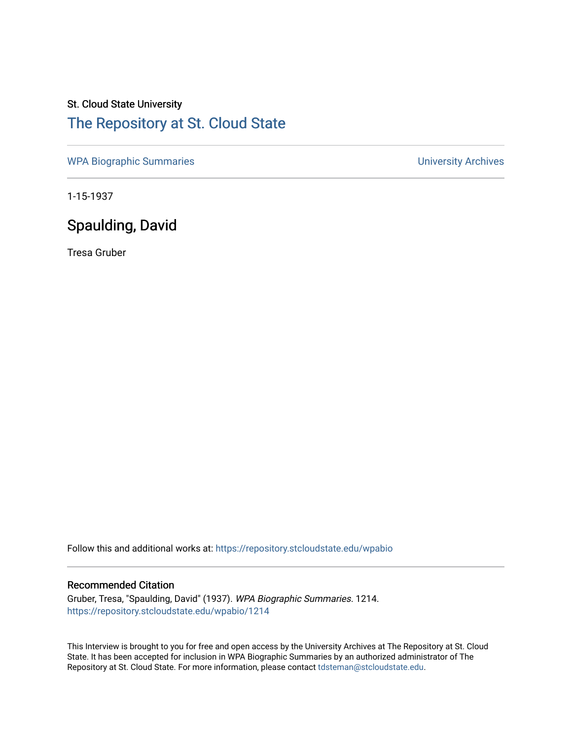St. Cloud State University

# The Repository at St. Cloud State

WPA Biographic Summaries | University Archives

1-15-1937

## Spaulding, David

Tresa Gruber

Follow this and additional works at: https://repository.stcloudstate.edu/wpabio

### Recommended Citation

Gruber, Tresa, "Spaulding, David" (1937). *WPA Biographic Summaries*. 1214.
https://repository.stcloudstate.edu/wpabio/1214

This Interview is brought to you for free and open access by the University Archives at The Repository at St. Cloud State. It has been accepted for inclusion in WPA Biographic Summaries by an authorized administrator of The Repository at St. Cloud State. For more information, please contact tdsteman@stcloudstate.edu.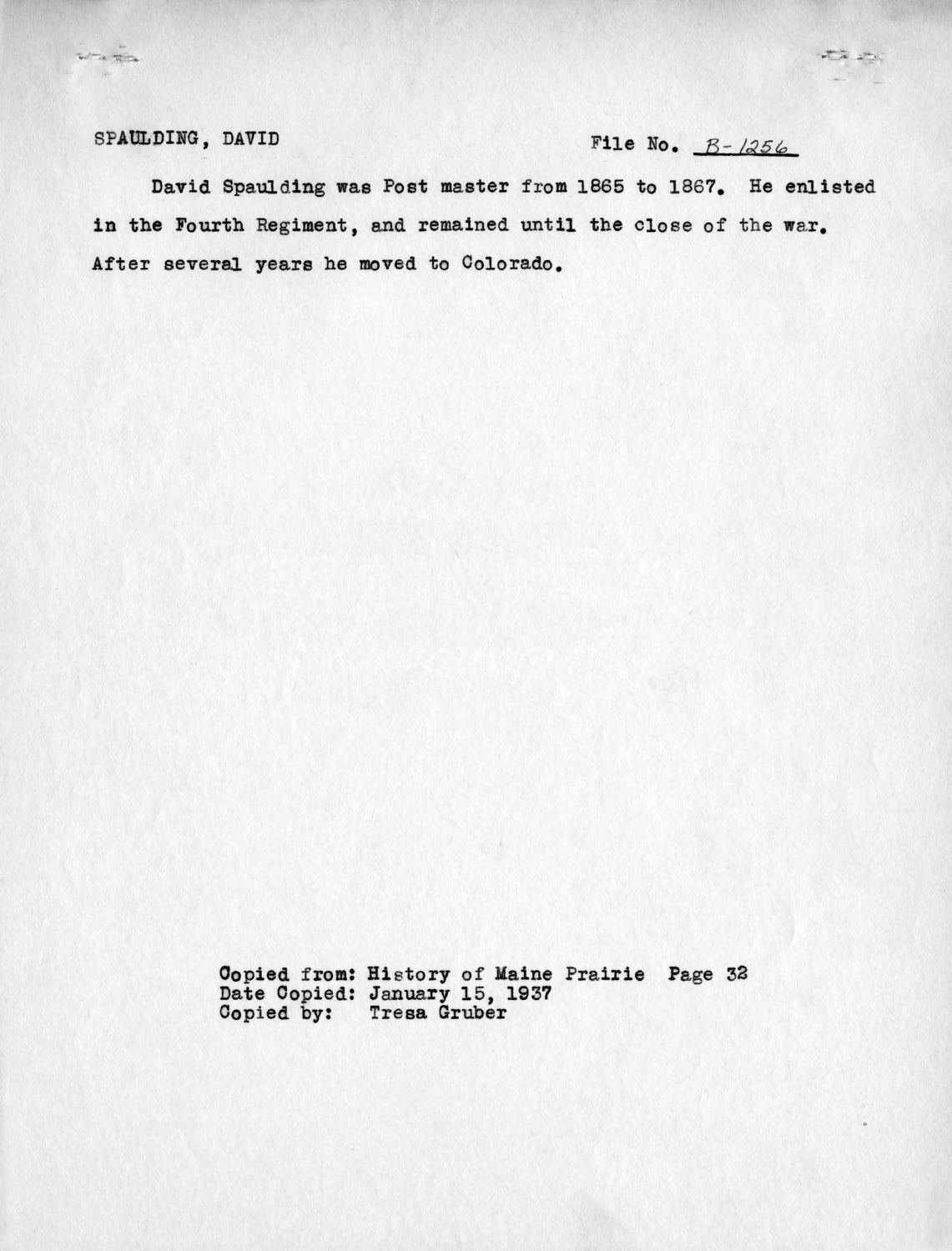SPAULDING, DAVID File No. B-1256

David Spaulding was Post master from 1865 to 1867. He enlisted in the Fourth Regiment, and remained until the close of the war. After several years he moved to Colorado.

Copied from: History of Maine Prairie Page 32
Date Copied: January 15, 1937
Copied by: Tresa Gruber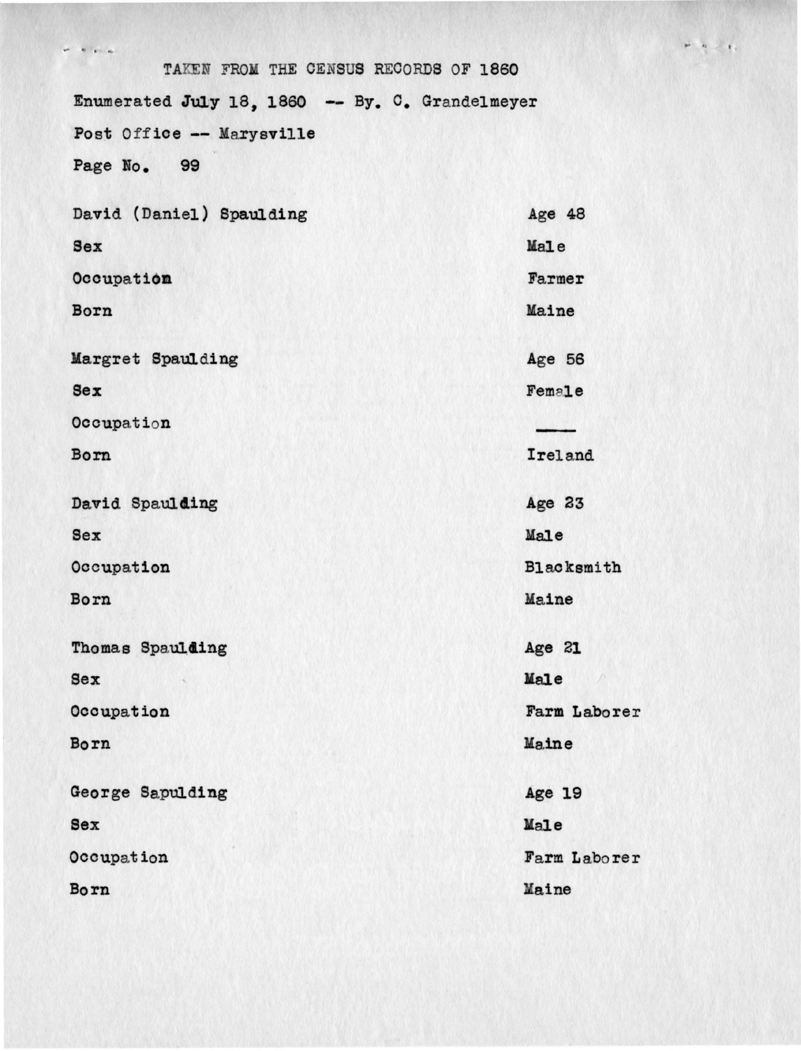TAKEN FROM THE CENSUS RECORDS OF 1860

Enumerated July 18, 1860 -- By. C. Grandelmeyer

Post Office -- Marysville

Page No. 99

| | |
|---|---|
| David (Daniel) Spaulding | Age 48 |
| Sex | Male |
| Occupation | Farmer |
| Born | Maine |
| | |
| Margret Spaulding | Age 56 |
| Sex | Female |
| Occupation | ---- |
| Born | Ireland |
| | |
| David Spaulding | Age 23 |
| Sex | Male |
| Occupation | Blacksmith |
| Born | Maine |
| | |
| Thomas Spaulding | Age 21 |
| Sex | Male |
| Occupation | Farm Laborer |
| Born | Maine |
| | |
| George Sapulding | Age 19 |
| Sex | Male |
| Occupation | Farm Laborer |
| Born | Maine |